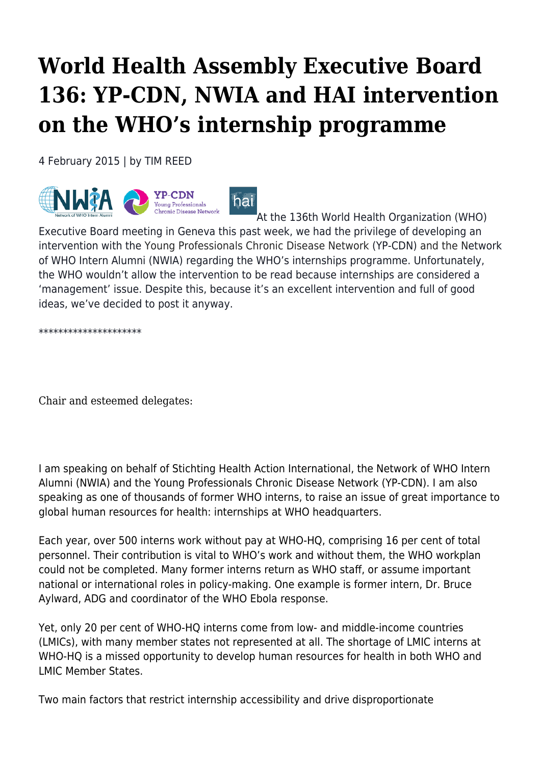# World Health Assembly Executive Board 136: YP-CDN, NWIA and HAI intervention on the WHO's internship programme

4 February 2015 | by TIM REED

At the 136th World Health Organization (WHO) Executive Board meeting in Geneva this past week, we had the privilege of developing an intervention with the Young Professionals Chronic Disease Network (YP-CDN) and the Network of WHO Intern Alumni (NWIA) regarding the WHO's internships programme. Unfortunately, the WHO wouldn't allow the intervention to be read because internships are considered a 'management' issue. Despite this, because it's an excellent intervention and full of good ideas, we've decided to post it anyway.

********************

Chair and esteemed delegates:

I am speaking on behalf of Stichting Health Action International, the Network of WHO Intern Alumni (NWIA) and the Young Professionals Chronic Disease Network (YP-CDN). I am also speaking as one of thousands of former WHO interns, to raise an issue of great importance to global human resources for health: internships at WHO headquarters.

Each year, over 500 interns work without pay at WHO-HQ, comprising 16 per cent of total personnel. Their contribution is vital to WHO's work and without them, the WHO workplan could not be completed. Many former interns return as WHO staff, or assume important national or international roles in policy-making. One example is former intern, Dr. Bruce Aylward, ADG and coordinator of the WHO Ebola response.

Yet, only 20 per cent of WHO-HQ interns come from low- and middle-income countries (LMICs), with many member states not represented at all. The shortage of LMIC interns at WHO-HQ is a missed opportunity to develop human resources for health in both WHO and LMIC Member States.

Two main factors that restrict internship accessibility and drive disproportionate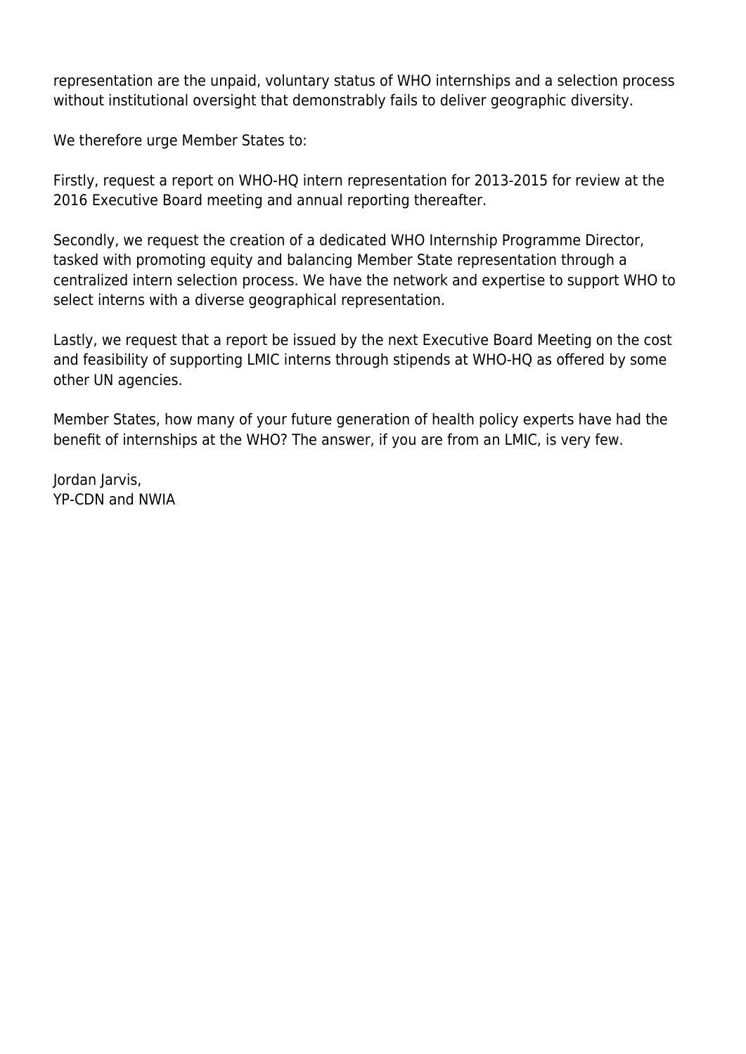representation are the unpaid, voluntary status of WHO internships and a selection process without institutional oversight that demonstrably fails to deliver geographic diversity.

We therefore urge Member States to:

Firstly, request a report on WHO-HQ intern representation for 2013-2015 for review at the 2016 Executive Board meeting and annual reporting thereafter.

Secondly, we request the creation of a dedicated WHO Internship Programme Director, tasked with promoting equity and balancing Member State representation through a centralized intern selection process. We have the network and expertise to support WHO to select interns with a diverse geographical representation.

Lastly, we request that a report be issued by the next Executive Board Meeting on the cost and feasibility of supporting LMIC interns through stipends at WHO-HQ as offered by some other UN agencies.

Member States, how many of your future generation of health policy experts have had the benefit of internships at the WHO? The answer, if you are from an LMIC, is very few.

Jordan Jarvis,
YP-CDN and NWIA